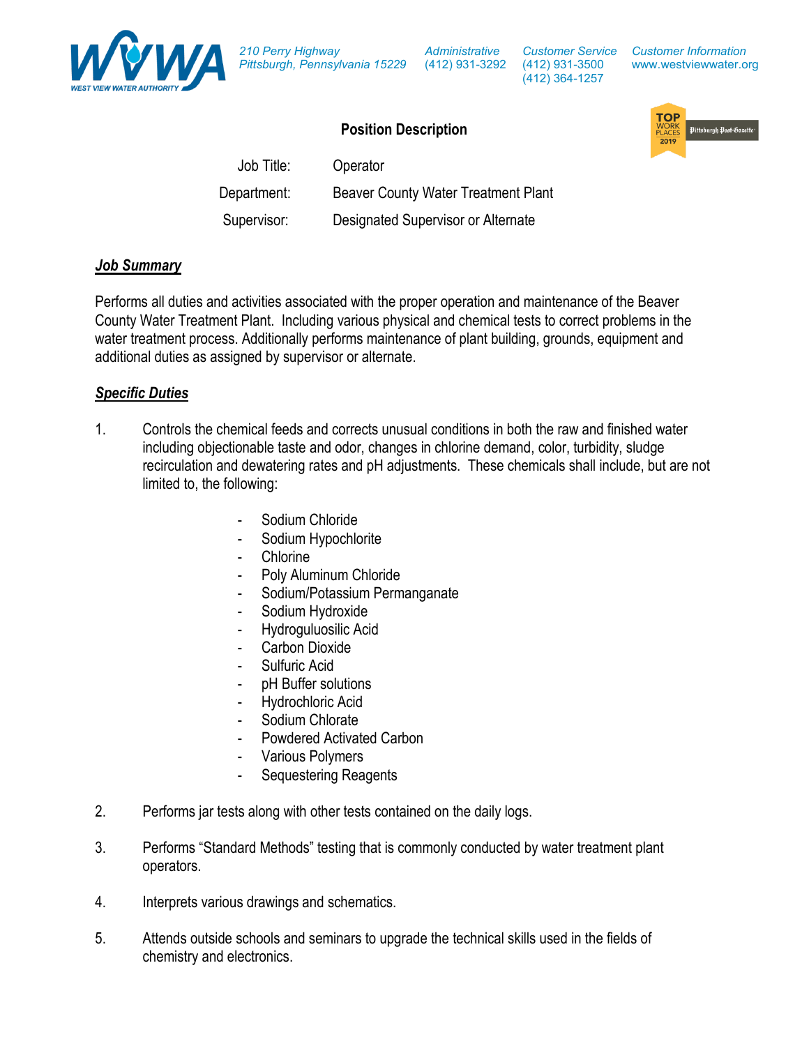West View Water Authority

210 Perry Highway
Pittsburgh, Pennsylvania 15229

Administrative
(412) 931-3292

Customer Service
(412) 931-3500
(412) 364-1257

Customer Information
www.westviewwater.org

## Position Description

| | |
|---|---|
| Job Title: | Operator |
| Department: | Beaver County Water Treatment Plant |
| Supervisor: | Designated Supervisor or Alternate |

### ***Job Summary***

Performs all duties and activities associated with the proper operation and maintenance of the Beaver County Water Treatment Plant. Including various physical and chemical tests to correct problems in the water treatment process. Additionally performs maintenance of plant building, grounds, equipment and additional duties as assigned by supervisor or alternate.

### ***Specific Duties***

1. Controls the chemical feeds and corrects unusual conditions in both the raw and finished water including objectionable taste and odor, changes in chlorine demand, color, turbidity, sludge recirculation and dewatering rates and pH adjustments. These chemicals shall include, but are not limited to, the following:

   - Sodium Chloride
   - Sodium Hypochlorite
   - Chlorine
   - Poly Aluminum Chloride
   - Sodium/Potassium Permanganate
   - Sodium Hydroxide
   - Hydroguluosilic Acid
   - Carbon Dioxide
   - Sulfuric Acid
   - pH Buffer solutions
   - Hydrochloric Acid
   - Sodium Chlorate
   - Powdered Activated Carbon
   - Various Polymers
   - Sequestering Reagents

2. Performs jar tests along with other tests contained on the daily logs.

3. Performs "Standard Methods" testing that is commonly conducted by water treatment plant operators.

4. Interprets various drawings and schematics.

5. Attends outside schools and seminars to upgrade the technical skills used in the fields of chemistry and electronics.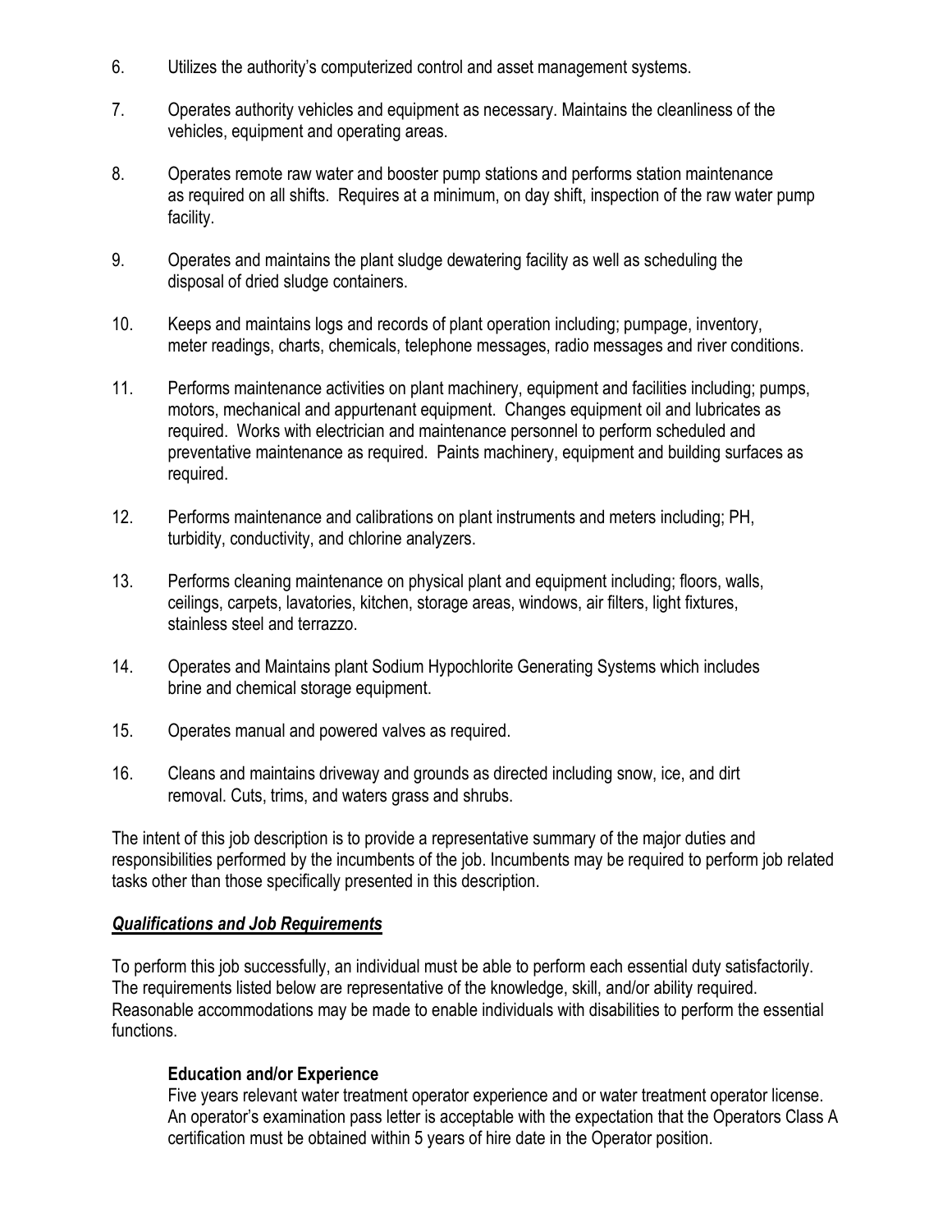6. Utilizes the authority's computerized control and asset management systems.

7. Operates authority vehicles and equipment as necessary. Maintains the cleanliness of the vehicles, equipment and operating areas.

8. Operates remote raw water and booster pump stations and performs station maintenance as required on all shifts. Requires at a minimum, on day shift, inspection of the raw water pump facility.

9. Operates and maintains the plant sludge dewatering facility as well as scheduling the disposal of dried sludge containers.

10. Keeps and maintains logs and records of plant operation including; pumpage, inventory, meter readings, charts, chemicals, telephone messages, radio messages and river conditions.

11. Performs maintenance activities on plant machinery, equipment and facilities including; pumps, motors, mechanical and appurtenant equipment. Changes equipment oil and lubricates as required. Works with electrician and maintenance personnel to perform scheduled and preventative maintenance as required. Paints machinery, equipment and building surfaces as required.

12. Performs maintenance and calibrations on plant instruments and meters including; PH, turbidity, conductivity, and chlorine analyzers.

13. Performs cleaning maintenance on physical plant and equipment including; floors, walls, ceilings, carpets, lavatories, kitchen, storage areas, windows, air filters, light fixtures, stainless steel and terrazzo.

14. Operates and Maintains plant Sodium Hypochlorite Generating Systems which includes brine and chemical storage equipment.

15. Operates manual and powered valves as required.

16. Cleans and maintains driveway and grounds as directed including snow, ice, and dirt removal. Cuts, trims, and waters grass and shrubs.

The intent of this job description is to provide a representative summary of the major duties and responsibilities performed by the incumbents of the job. Incumbents may be required to perform job related tasks other than those specifically presented in this description.

## ***Qualifications and Job Requirements***

To perform this job successfully, an individual must be able to perform each essential duty satisfactorily. The requirements listed below are representative of the knowledge, skill, and/or ability required. Reasonable accommodations may be made to enable individuals with disabilities to perform the essential functions.

### Education and/or Experience

Five years relevant water treatment operator experience and or water treatment operator license. An operator's examination pass letter is acceptable with the expectation that the Operators Class A certification must be obtained within 5 years of hire date in the Operator position.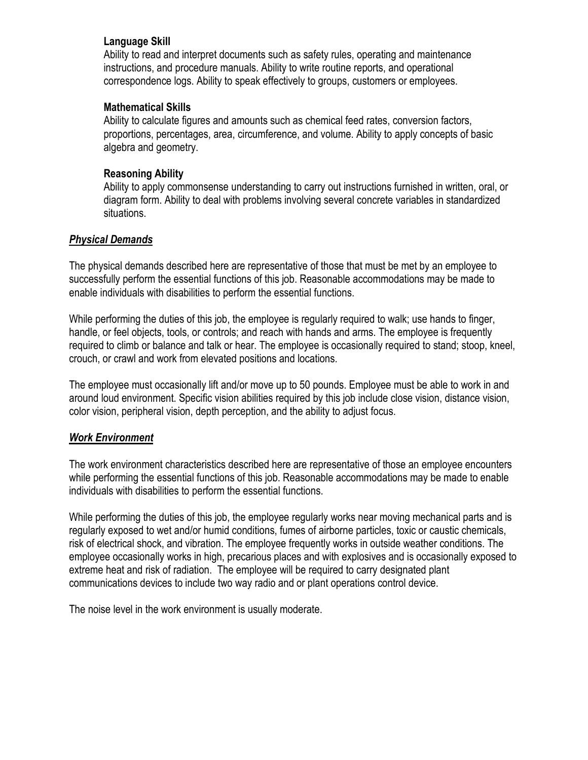**Language Skill**
Ability to read and interpret documents such as safety rules, operating and maintenance instructions, and procedure manuals. Ability to write routine reports, and operational correspondence logs. Ability to speak effectively to groups, customers or employees.

**Mathematical Skills**
Ability to calculate figures and amounts such as chemical feed rates, conversion factors, proportions, percentages, area, circumference, and volume. Ability to apply concepts of basic algebra and geometry.

**Reasoning Ability**
Ability to apply commonsense understanding to carry out instructions furnished in written, oral, or diagram form. Ability to deal with problems involving several concrete variables in standardized situations.

## ***Physical Demands***

The physical demands described here are representative of those that must be met by an employee to successfully perform the essential functions of this job. Reasonable accommodations may be made to enable individuals with disabilities to perform the essential functions.

While performing the duties of this job, the employee is regularly required to walk; use hands to finger, handle, or feel objects, tools, or controls; and reach with hands and arms. The employee is frequently required to climb or balance and talk or hear. The employee is occasionally required to stand; stoop, kneel, crouch, or crawl and work from elevated positions and locations.

The employee must occasionally lift and/or move up to 50 pounds. Employee must be able to work in and around loud environment. Specific vision abilities required by this job include close vision, distance vision, color vision, peripheral vision, depth perception, and the ability to adjust focus.

## ***Work Environment***

The work environment characteristics described here are representative of those an employee encounters while performing the essential functions of this job. Reasonable accommodations may be made to enable individuals with disabilities to perform the essential functions.

While performing the duties of this job, the employee regularly works near moving mechanical parts and is regularly exposed to wet and/or humid conditions, fumes of airborne particles, toxic or caustic chemicals, risk of electrical shock, and vibration. The employee frequently works in outside weather conditions. The employee occasionally works in high, precarious places and with explosives and is occasionally exposed to extreme heat and risk of radiation. The employee will be required to carry designated plant communications devices to include two way radio and or plant operations control device.

The noise level in the work environment is usually moderate.